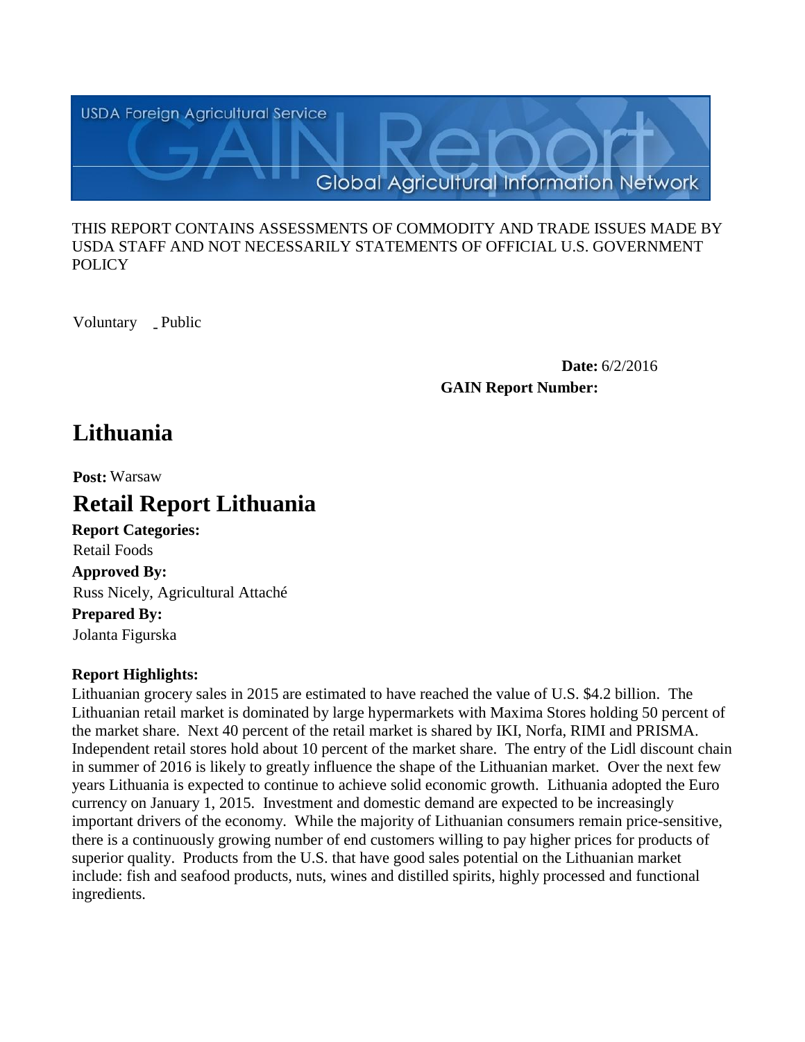USDA Foreign Agricultural Service

GAIN Report

Global Agricultural Information Network

THIS REPORT CONTAINS ASSESSMENTS OF COMMODITY AND TRADE ISSUES MADE BY USDA STAFF AND NOT NECESSARILY STATEMENTS OF OFFICIAL U.S. GOVERNMENT POLICY

Voluntary _ Public

**Date:** 6/2/2016

**GAIN Report Number:**

# Lithuania

**Post:** Warsaw

# Retail Report Lithuania

**Report Categories:**

Retail Foods

**Approved By:**

Russ Nicely, Agricultural Attaché

**Prepared By:**

Jolanta Figurska

**Report Highlights:**

Lithuanian grocery sales in 2015 are estimated to have reached the value of U.S. $4.2 billion. The Lithuanian retail market is dominated by large hypermarkets with Maxima Stores holding 50 percent of the market share. Next 40 percent of the retail market is shared by IKI, Norfa, RIMI and PRISMA. Independent retail stores hold about 10 percent of the market share. The entry of the Lidl discount chain in summer of 2016 is likely to greatly influence the shape of the Lithuanian market. Over the next few years Lithuania is expected to continue to achieve solid economic growth. Lithuania adopted the Euro currency on January 1, 2015. Investment and domestic demand are expected to be increasingly important drivers of the economy. While the majority of Lithuanian consumers remain price-sensitive, there is a continuously growing number of end customers willing to pay higher prices for products of superior quality. Products from the U.S. that have good sales potential on the Lithuanian market include: fish and seafood products, nuts, wines and distilled spirits, highly processed and functional ingredients.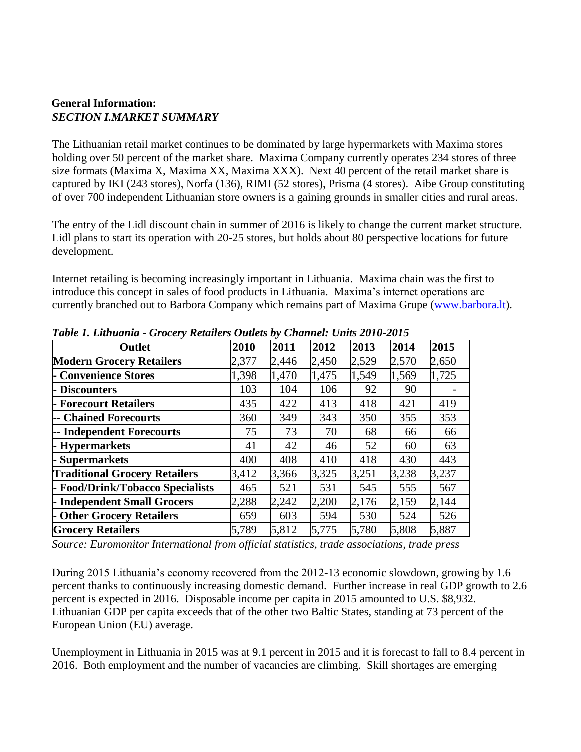**General Information:**

***SECTION I.MARKET SUMMARY***

The Lithuanian retail market continues to be dominated by large hypermarkets with Maxima stores holding over 50 percent of the market share. Maxima Company currently operates 234 stores of three size formats (Maxima X, Maxima XX, Maxima XXX). Next 40 percent of the retail market share is captured by IKI (243 stores), Norfa (136), RIMI (52 stores), Prisma (4 stores). Aibe Group constituting of over 700 independent Lithuanian store owners is a gaining grounds in smaller cities and rural areas.

The entry of the Lidl discount chain in summer of 2016 is likely to change the current market structure. Lidl plans to start its operation with 20-25 stores, but holds about 80 perspective locations for future development.

Internet retailing is becoming increasingly important in Lithuania. Maxima chain was the first to introduce this concept in sales of food products in Lithuania. Maxima's internet operations are currently branched out to Barbora Company which remains part of Maxima Grupe (www.barbora.lt).

*Table 1. Lithuania - Grocery Retailers Outlets by Channel: Units 2010-2015*

| Outlet | 2010 | 2011 | 2012 | 2013 | 2014 | 2015 |
|---|---|---|---|---|---|---|
| **Modern Grocery Retailers** | 2,377 | 2,446 | 2,450 | 2,529 | 2,570 | 2,650 |
| **- Convenience Stores** | 1,398 | 1,470 | 1,475 | 1,549 | 1,569 | 1,725 |
| **- Discounters** | 103 | 104 | 106 | 92 | 90 | - |
| **- Forecourt Retailers** | 435 | 422 | 413 | 418 | 421 | 419 |
| **-- Chained Forecourts** | 360 | 349 | 343 | 350 | 355 | 353 |
| **-- Independent Forecourts** | 75 | 73 | 70 | 68 | 66 | 66 |
| **- Hypermarkets** | 41 | 42 | 46 | 52 | 60 | 63 |
| **- Supermarkets** | 400 | 408 | 410 | 418 | 430 | 443 |
| **Traditional Grocery Retailers** | 3,412 | 3,366 | 3,325 | 3,251 | 3,238 | 3,237 |
| **- Food/Drink/Tobacco Specialists** | 465 | 521 | 531 | 545 | 555 | 567 |
| **- Independent Small Grocers** | 2,288 | 2,242 | 2,200 | 2,176 | 2,159 | 2,144 |
| **- Other Grocery Retailers** | 659 | 603 | 594 | 530 | 524 | 526 |
| **Grocery Retailers** | 5,789 | 5,812 | 5,775 | 5,780 | 5,808 | 5,887 |

*Source: Euromonitor International from official statistics, trade associations, trade press*

During 2015 Lithuania's economy recovered from the 2012-13 economic slowdown, growing by 1.6 percent thanks to continuously increasing domestic demand. Further increase in real GDP growth to 2.6 percent is expected in 2016. Disposable income per capita in 2015 amounted to U.S. $8,932. Lithuanian GDP per capita exceeds that of the other two Baltic States, standing at 73 percent of the European Union (EU) average.

Unemployment in Lithuania in 2015 was at 9.1 percent in 2015 and it is forecast to fall to 8.4 percent in 2016. Both employment and the number of vacancies are climbing. Skill shortages are emerging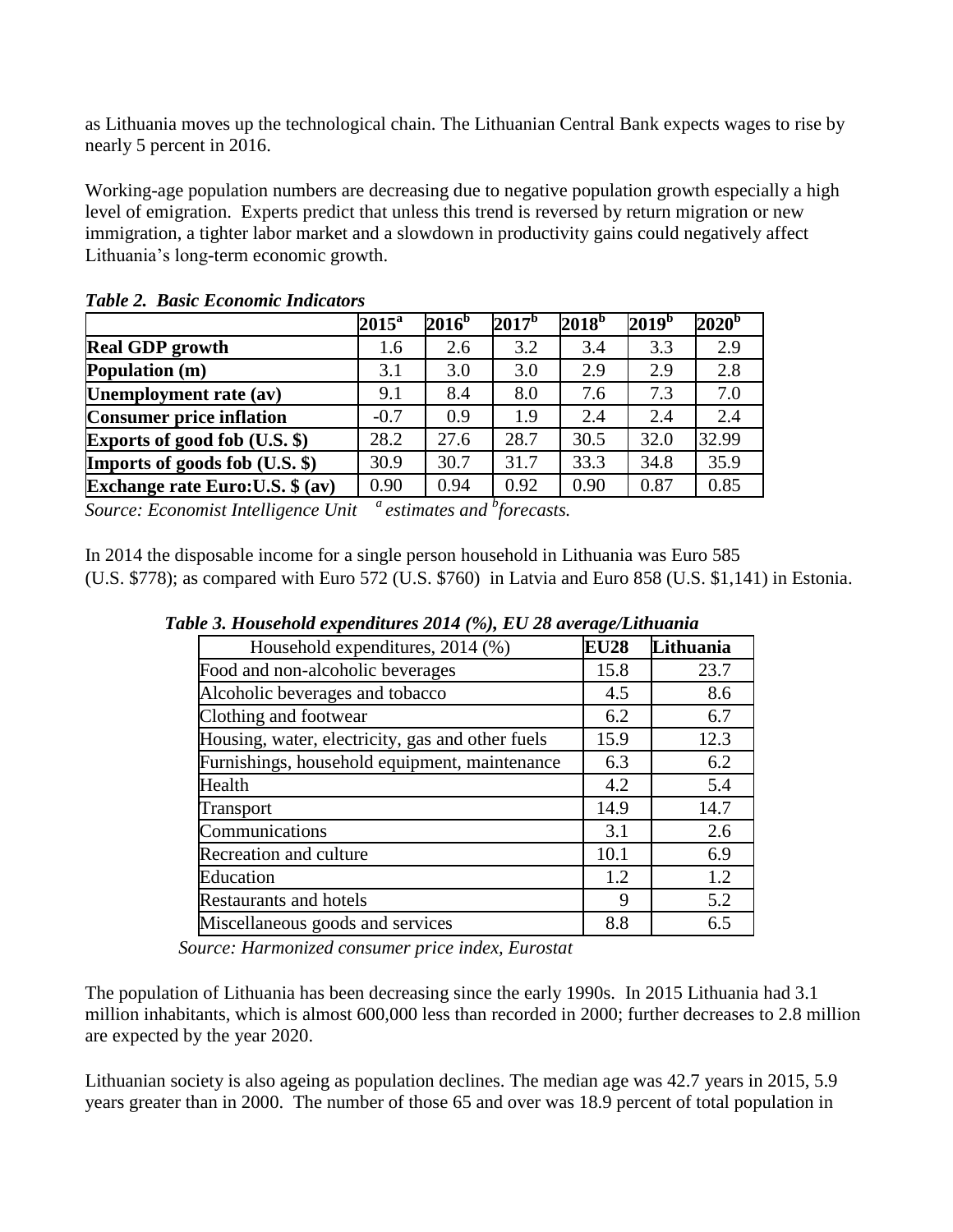as Lithuania moves up the technological chain. The Lithuanian Central Bank expects wages to rise by nearly 5 percent in 2016.

Working-age population numbers are decreasing due to negative population growth especially a high level of emigration. Experts predict that unless this trend is reversed by return migration or new immigration, a tighter labor market and a slowdown in productivity gains could negatively affect Lithuania's long-term economic growth.

***Table 2. Basic Economic Indicators***

| | **2015[a]** | **2016[b]** | **2017[b]** | **2018[b]** | **2019[b]** | **2020[b]** |
|---|---|---|---|---|---|---|
| **Real GDP growth** | 1.6 | 2.6 | 3.2 | 3.4 | 3.3 | 2.9 |
| **Population (m)** | 3.1 | 3.0 | 3.0 | 2.9 | 2.9 | 2.8 |
| **Unemployment rate (av)** | 9.1 | 8.4 | 8.0 | 7.6 | 7.3 | 7.0 |
| **Consumer price inflation** | -0.7 | 0.9 | 1.9 | 2.4 | 2.4 | 2.4 |
| **Exports of good fob (U.S. $)** | 28.2 | 27.6 | 28.7 | 30.5 | 32.0 | 32.99 |
| **Imports of goods fob (U.S. $)** | 30.9 | 30.7 | 31.7 | 33.3 | 34.8 | 35.9 |
| **Exchange rate Euro:U.S. $ (av)** | 0.90 | 0.94 | 0.92 | 0.90 | 0.87 | 0.85 |

*Source: Economist Intelligence Unit [a] estimates and [b] forecasts.*

In 2014 the disposable income for a single person household in Lithuania was Euro 585 (U.S. $778); as compared with Euro 572 (U.S. $760) in Latvia and Euro 858 (U.S. $1,141) in Estonia.

***Table 3. Household expenditures 2014 (%), EU 28 average/Lithuania***

| Household expenditures, 2014 (%) | **EU28** | **Lithuania** |
|---|---|---|
| Food and non-alcoholic beverages | 15.8 | 23.7 |
| Alcoholic beverages and tobacco | 4.5 | 8.6 |
| Clothing and footwear | 6.2 | 6.7 |
| Housing, water, electricity, gas and other fuels | 15.9 | 12.3 |
| Furnishings, household equipment, maintenance | 6.3 | 6.2 |
| Health | 4.2 | 5.4 |
| Transport | 14.9 | 14.7 |
| Communications | 3.1 | 2.6 |
| Recreation and culture | 10.1 | 6.9 |
| Education | 1.2 | 1.2 |
| Restaurants and hotels | 9 | 5.2 |
| Miscellaneous goods and services | 8.8 | 6.5 |

*Source: Harmonized consumer price index, Eurostat*

The population of Lithuania has been decreasing since the early 1990s. In 2015 Lithuania had 3.1 million inhabitants, which is almost 600,000 less than recorded in 2000; further decreases to 2.8 million are expected by the year 2020.

Lithuanian society is also ageing as population declines. The median age was 42.7 years in 2015, 5.9 years greater than in 2000. The number of those 65 and over was 18.9 percent of total population in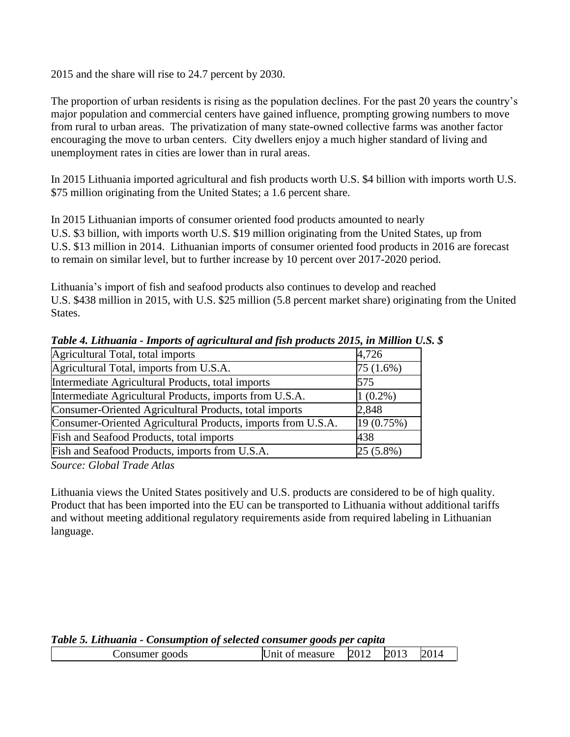2015 and the share will rise to 24.7 percent by 2030.

The proportion of urban residents is rising as the population declines. For the past 20 years the country's major population and commercial centers have gained influence, prompting growing numbers to move from rural to urban areas. The privatization of many state-owned collective farms was another factor encouraging the move to urban centers. City dwellers enjoy a much higher standard of living and unemployment rates in cities are lower than in rural areas.

In 2015 Lithuania imported agricultural and fish products worth U.S. $4 billion with imports worth U.S. $75 million originating from the United States; a 1.6 percent share.

In 2015 Lithuanian imports of consumer oriented food products amounted to nearly U.S. $3 billion, with imports worth U.S. $19 million originating from the United States, up from U.S. $13 million in 2014. Lithuanian imports of consumer oriented food products in 2016 are forecast to remain on similar level, but to further increase by 10 percent over 2017-2020 period.

Lithuania's import of fish and seafood products also continues to develop and reached U.S. $438 million in 2015, with U.S. $25 million (5.8 percent market share) originating from the United States.

***Table 4. Lithuania - Imports of agricultural and fish products 2015, in Million U.S. $***

| | |
|---|---|
| Agricultural Total, total imports | 4,726 |
| Agricultural Total, imports from U.S.A. | 75 (1.6%) |
| Intermediate Agricultural Products, total imports | 575 |
| Intermediate Agricultural Products, imports from U.S.A. | 1 (0.2%) |
| Consumer-Oriented Agricultural Products, total imports | 2,848 |
| Consumer-Oriented Agricultural Products, imports from U.S.A. | 19 (0.75%) |
| Fish and Seafood Products, total imports | 438 |
| Fish and Seafood Products, imports from U.S.A. | 25 (5.8%) |

*Source: Global Trade Atlas*

Lithuania views the United States positively and U.S. products are considered to be of high quality. Product that has been imported into the EU can be transported to Lithuania without additional tariffs and without meeting additional regulatory requirements aside from required labeling in Lithuanian language.

***Table 5. Lithuania - Consumption of selected consumer goods per capita***

| Consumer goods | Unit of measure | 2012 | 2013 | 2014 |
|---|---|---|---|---|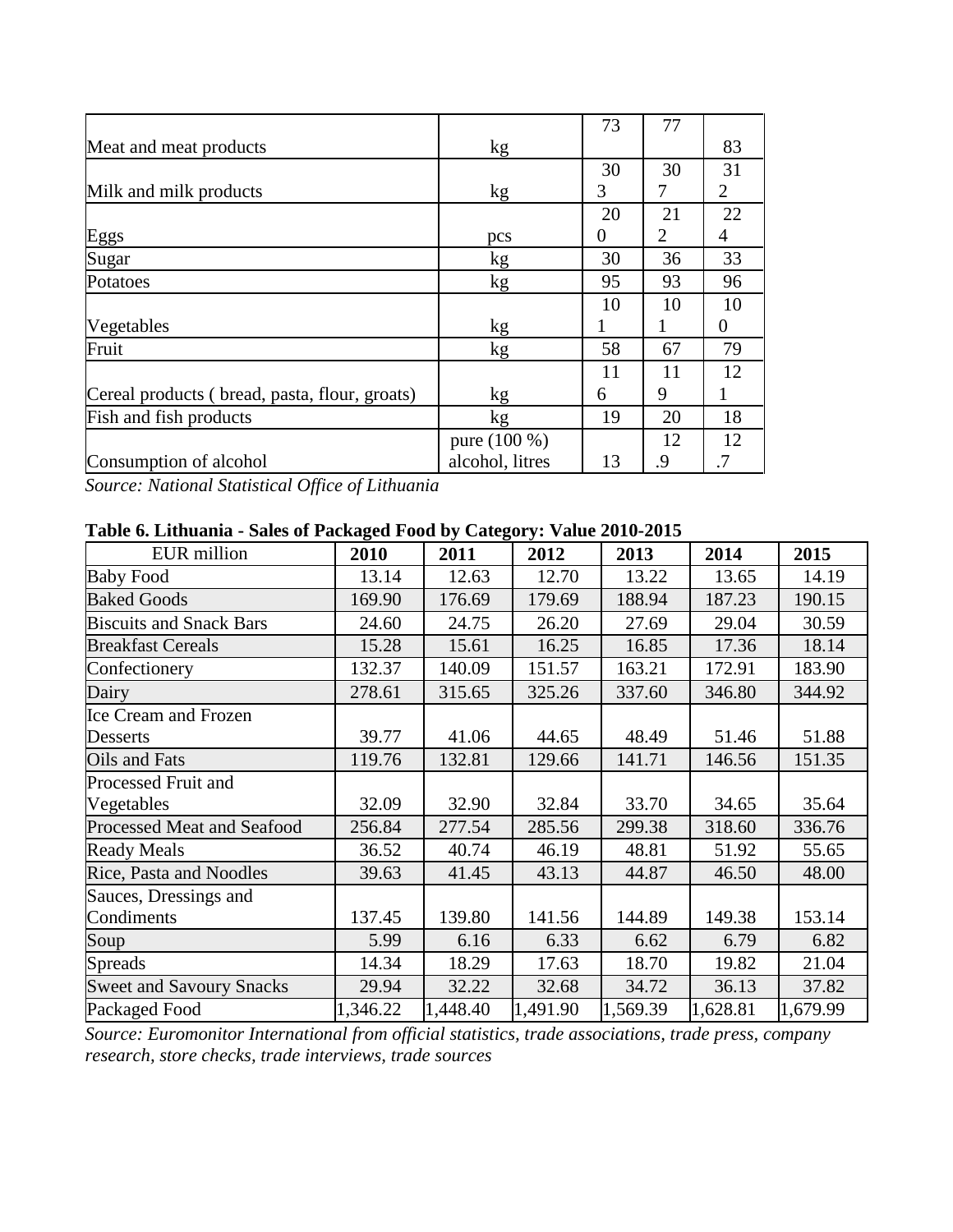| | | | | |
|---|---|---|---|---|
| Meat and meat products | kg | 73 | 77 | 83 |
| Milk and milk products | kg | 303 | 307 | 312 |
| Eggs | pcs | 200 | 212 | 224 |
| Sugar | kg | 30 | 36 | 33 |
| Potatoes | kg | 95 | 93 | 96 |
| Vegetables | kg | 101 | 101 | 100 |
| Fruit | kg | 58 | 67 | 79 |
| Cereal products ( bread, pasta, flour, groats) | kg | 116 | 119 | 121 |
| Fish and fish products | kg | 19 | 20 | 18 |
| Consumption of alcohol | pure (100 %) alcohol, litres | 13 | 12.9 | 12.7 |

*Source: National Statistical Office of Lithuania*

**Table 6. Lithuania - Sales of Packaged Food by Category: Value 2010-2015**

| EUR million | 2010 | 2011 | 2012 | 2013 | 2014 | 2015 |
|---|---|---|---|---|---|---|
| Baby Food | 13.14 | 12.63 | 12.70 | 13.22 | 13.65 | 14.19 |
| Baked Goods | 169.90 | 176.69 | 179.69 | 188.94 | 187.23 | 190.15 |
| Biscuits and Snack Bars | 24.60 | 24.75 | 26.20 | 27.69 | 29.04 | 30.59 |
| Breakfast Cereals | 15.28 | 15.61 | 16.25 | 16.85 | 17.36 | 18.14 |
| Confectionery | 132.37 | 140.09 | 151.57 | 163.21 | 172.91 | 183.90 |
| Dairy | 278.61 | 315.65 | 325.26 | 337.60 | 346.80 | 344.92 |
| Ice Cream and Frozen Desserts | 39.77 | 41.06 | 44.65 | 48.49 | 51.46 | 51.88 |
| Oils and Fats | 119.76 | 132.81 | 129.66 | 141.71 | 146.56 | 151.35 |
| Processed Fruit and Vegetables | 32.09 | 32.90 | 32.84 | 33.70 | 34.65 | 35.64 |
| Processed Meat and Seafood | 256.84 | 277.54 | 285.56 | 299.38 | 318.60 | 336.76 |
| Ready Meals | 36.52 | 40.74 | 46.19 | 48.81 | 51.92 | 55.65 |
| Rice, Pasta and Noodles | 39.63 | 41.45 | 43.13 | 44.87 | 46.50 | 48.00 |
| Sauces, Dressings and Condiments | 137.45 | 139.80 | 141.56 | 144.89 | 149.38 | 153.14 |
| Soup | 5.99 | 6.16 | 6.33 | 6.62 | 6.79 | 6.82 |
| Spreads | 14.34 | 18.29 | 17.63 | 18.70 | 19.82 | 21.04 |
| Sweet and Savoury Snacks | 29.94 | 32.22 | 32.68 | 34.72 | 36.13 | 37.82 |
| Packaged Food | 1,346.22 | 1,448.40 | 1,491.90 | 1,569.39 | 1,628.81 | 1,679.99 |

*Source: Euromonitor International from official statistics, trade associations, trade press, company research, store checks, trade interviews, trade sources*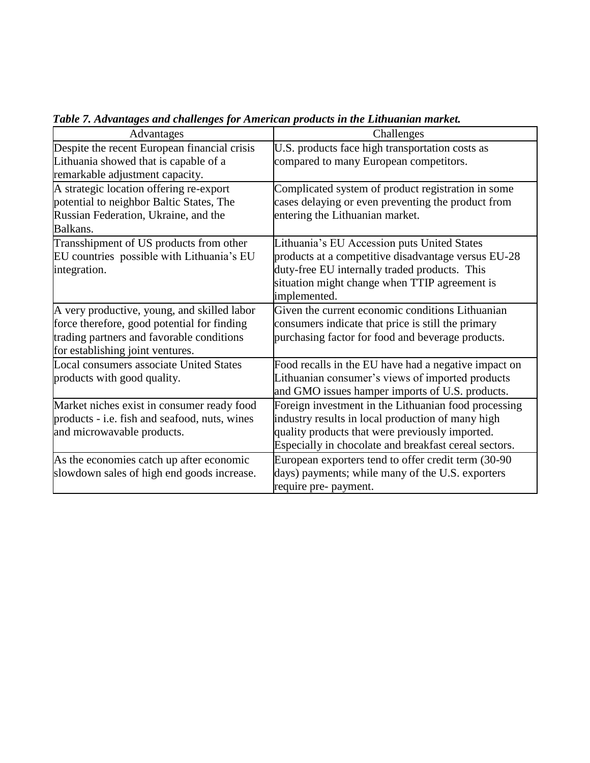***Table 7. Advantages and challenges for American products in the Lithuanian market.***

| Advantages | Challenges |
|---|---|
| Despite the recent European financial crisis Lithuania showed that is capable of a remarkable adjustment capacity. | U.S. products face high transportation costs as compared to many European competitors. |
| A strategic location offering re-export potential to neighbor Baltic States, The Russian Federation, Ukraine, and the Balkans. | Complicated system of product registration in some cases delaying or even preventing the product from entering the Lithuanian market. |
| Transshipment of US products from other EU countries possible with Lithuania's EU integration. | Lithuania's EU Accession puts United States products at a competitive disadvantage versus EU-28 duty-free EU internally traded products. This situation might change when TTIP agreement is implemented. |
| A very productive, young, and skilled labor force therefore, good potential for finding trading partners and favorable conditions for establishing joint ventures. | Given the current economic conditions Lithuanian consumers indicate that price is still the primary purchasing factor for food and beverage products. |
| Local consumers associate United States products with good quality. | Food recalls in the EU have had a negative impact on Lithuanian consumer's views of imported products and GMO issues hamper imports of U.S. products. |
| Market niches exist in consumer ready food products - i.e. fish and seafood, nuts, wines and microwavable products. | Foreign investment in the Lithuanian food processing industry results in local production of many high quality products that were previously imported. Especially in chocolate and breakfast cereal sectors. |
| As the economies catch up after economic slowdown sales of high end goods increase. | European exporters tend to offer credit term (30-90 days) payments; while many of the U.S. exporters require pre- payment. |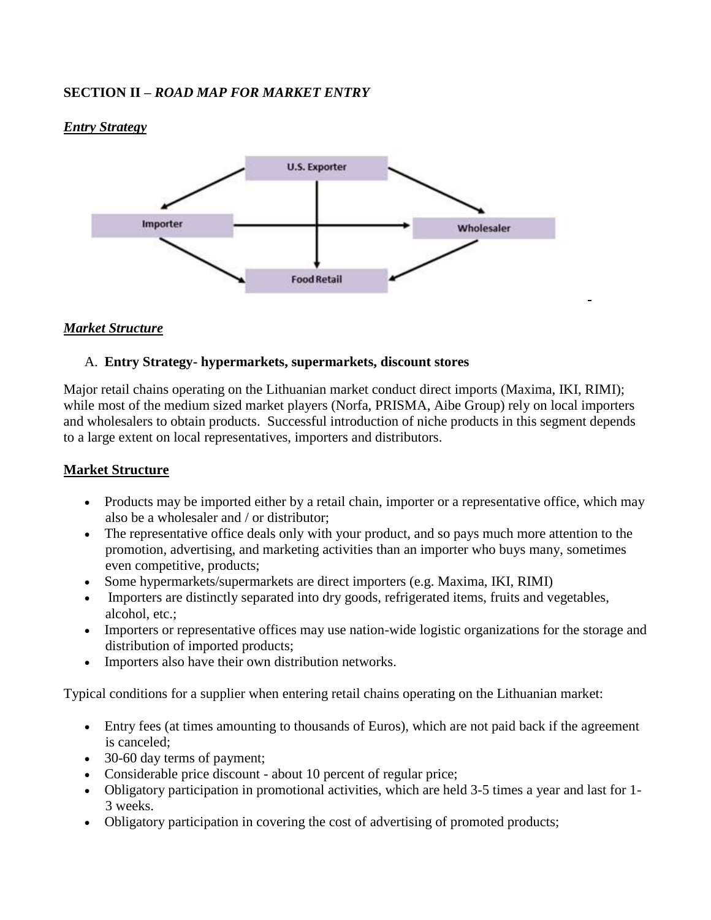**SECTION II –** ***ROAD MAP FOR MARKET ENTRY***

***Entry Strategy***

***Market Structure***

A. **Entry Strategy- hypermarkets, supermarkets, discount stores**

Major retail chains operating on the Lithuanian market conduct direct imports (Maxima, IKI, RIMI); while most of the medium sized market players (Norfa, PRISMA, Aibe Group) rely on local importers and wholesalers to obtain products. Successful introduction of niche products in this segment depends to a large extent on local representatives, importers and distributors.

**Market Structure**

- Products may be imported either by a retail chain, importer or a representative office, which may also be a wholesaler and / or distributor;
- The representative office deals only with your product, and so pays much more attention to the promotion, advertising, and marketing activities than an importer who buys many, sometimes even competitive, products;
- Some hypermarkets/supermarkets are direct importers (e.g. Maxima, IKI, RIMI)
- Importers are distinctly separated into dry goods, refrigerated items, fruits and vegetables, alcohol, etc.;
- Importers or representative offices may use nation-wide logistic organizations for the storage and distribution of imported products;
- Importers also have their own distribution networks.

Typical conditions for a supplier when entering retail chains operating on the Lithuanian market:

- Entry fees (at times amounting to thousands of Euros), which are not paid back if the agreement is canceled;
- 30-60 day terms of payment;
- Considerable price discount - about 10 percent of regular price;
- Obligatory participation in promotional activities, which are held 3-5 times a year and last for 1-3 weeks.
- Obligatory participation in covering the cost of advertising of promoted products;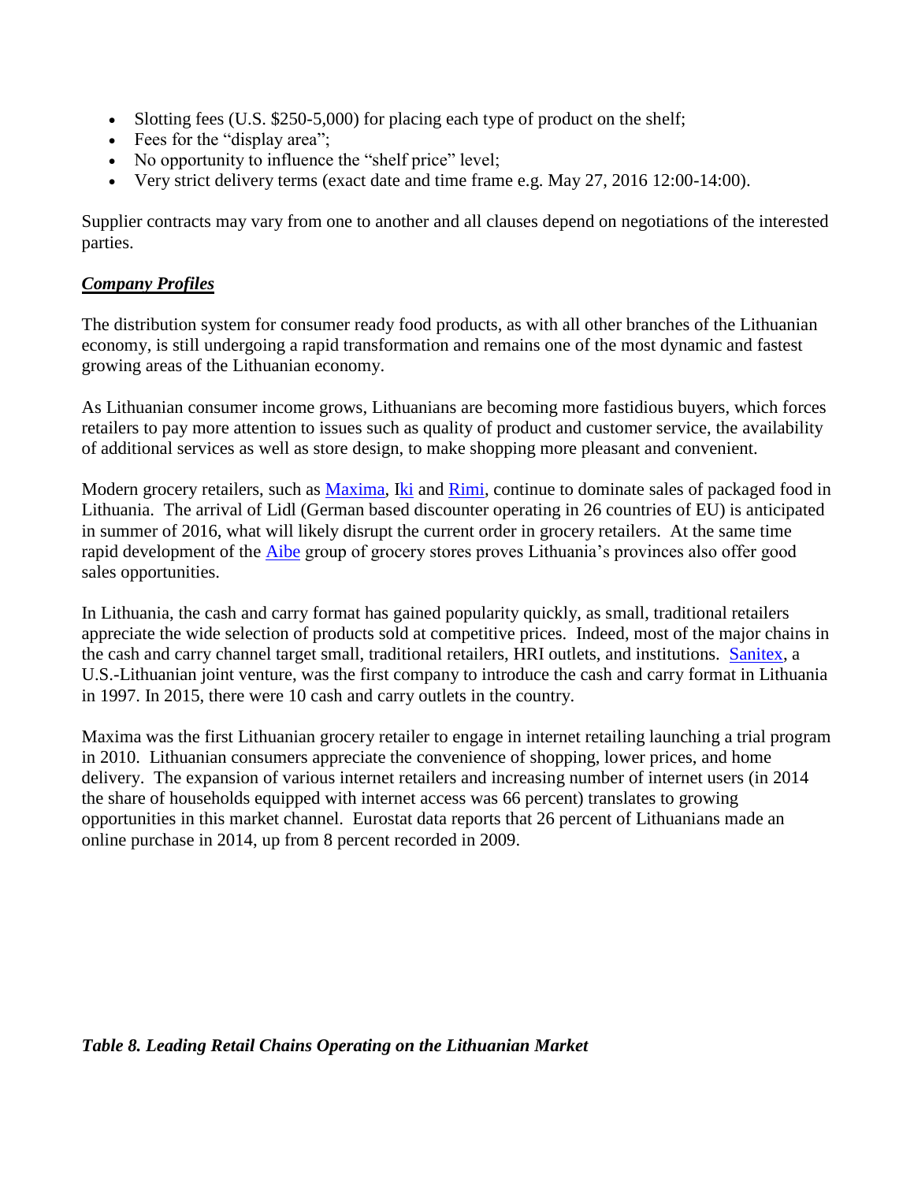- Slotting fees (U.S. $250-5,000) for placing each type of product on the shelf;
- Fees for the "display area";
- No opportunity to influence the "shelf price" level;
- Very strict delivery terms (exact date and time frame e.g. May 27, 2016 12:00-14:00).

Supplier contracts may vary from one to another and all clauses depend on negotiations of the interested parties.

***Company Profiles***

The distribution system for consumer ready food products, as with all other branches of the Lithuanian economy, is still undergoing a rapid transformation and remains one of the most dynamic and fastest growing areas of the Lithuanian economy.

As Lithuanian consumer income grows, Lithuanians are becoming more fastidious buyers, which forces retailers to pay more attention to issues such as quality of product and customer service, the availability of additional services as well as store design, to make shopping more pleasant and convenient.

Modern grocery retailers, such as Maxima, Iki and Rimi, continue to dominate sales of packaged food in Lithuania. The arrival of Lidl (German based discounter operating in 26 countries of EU) is anticipated in summer of 2016, what will likely disrupt the current order in grocery retailers. At the same time rapid development of the Aibe group of grocery stores proves Lithuania's provinces also offer good sales opportunities.

In Lithuania, the cash and carry format has gained popularity quickly, as small, traditional retailers appreciate the wide selection of products sold at competitive prices. Indeed, most of the major chains in the cash and carry channel target small, traditional retailers, HRI outlets, and institutions. Sanitex, a U.S.-Lithuanian joint venture, was the first company to introduce the cash and carry format in Lithuania in 1997. In 2015, there were 10 cash and carry outlets in the country.

Maxima was the first Lithuanian grocery retailer to engage in internet retailing launching a trial program in 2010. Lithuanian consumers appreciate the convenience of shopping, lower prices, and home delivery. The expansion of various internet retailers and increasing number of internet users (in 2014 the share of households equipped with internet access was 66 percent) translates to growing opportunities in this market channel. Eurostat data reports that 26 percent of Lithuanians made an online purchase in 2014, up from 8 percent recorded in 2009.

***Table 8. Leading Retail Chains Operating on the Lithuanian Market***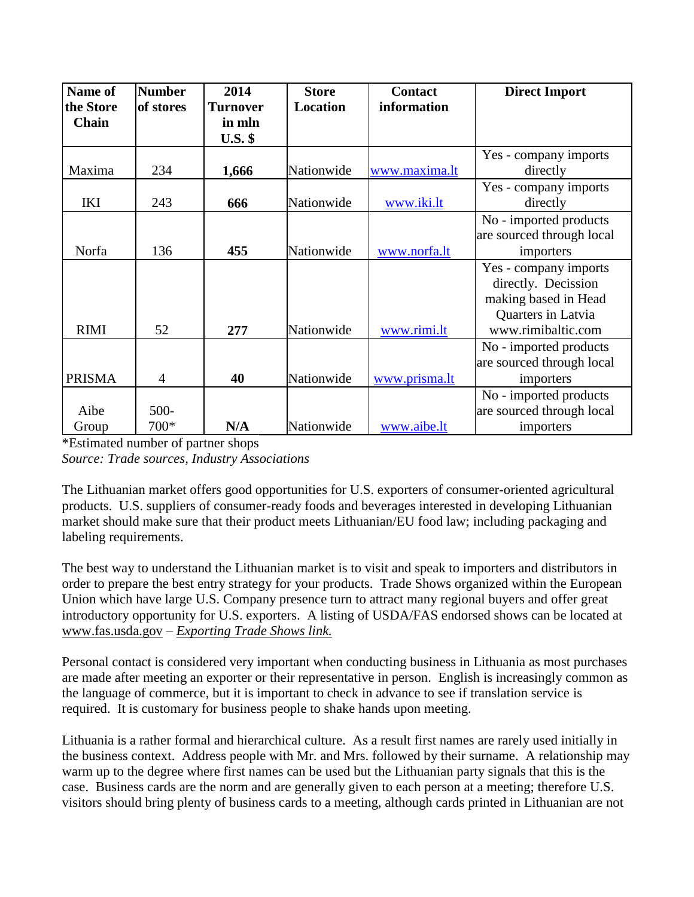| Name of the Store Chain | Number of stores | 2014 Turnover in mln U.S. $ | Store Location | Contact information | Direct Import |
|---|---|---|---|---|---|
| Maxima | 234 | **1,666** | Nationwide | www.maxima.lt | Yes - company imports directly |
| IKI | 243 | **666** | Nationwide | www.iki.lt | Yes - company imports directly |
| Norfa | 136 | **455** | Nationwide | www.norfa.lt | No - imported products are sourced through local importers |
| RIMI | 52 | **277** | Nationwide | www.rimi.lt | Yes - company imports directly. Decission making based in Head Quarters in Latvia www.rimibaltic.com |
| PRISMA | 4 | **40** | Nationwide | www.prisma.lt | No - imported products are sourced through local importers |
| Aibe Group | 500-700* | **N/A** | Nationwide | www.aibe.lt | No - imported products are sourced through local importers |

*Estimated number of partner shops

*Source: Trade sources, Industry Associations*

The Lithuanian market offers good opportunities for U.S. exporters of consumer-oriented agricultural products. U.S. suppliers of consumer-ready foods and beverages interested in developing Lithuanian market should make sure that their product meets Lithuanian/EU food law; including packaging and labeling requirements.

The best way to understand the Lithuanian market is to visit and speak to importers and distributors in order to prepare the best entry strategy for your products. Trade Shows organized within the European Union which have large U.S. Company presence turn to attract many regional buyers and offer great introductory opportunity for U.S. exporters. A listing of USDA/FAS endorsed shows can be located at www.fas.usda.gov – *Exporting Trade Shows link.*

Personal contact is considered very important when conducting business in Lithuania as most purchases are made after meeting an exporter or their representative in person. English is increasingly common as the language of commerce, but it is important to check in advance to see if translation service is required. It is customary for business people to shake hands upon meeting.

Lithuania is a rather formal and hierarchical culture. As a result first names are rarely used initially in the business context. Address people with Mr. and Mrs. followed by their surname. A relationship may warm up to the degree where first names can be used but the Lithuanian party signals that this is the case. Business cards are the norm and are generally given to each person at a meeting; therefore U.S. visitors should bring plenty of business cards to a meeting, although cards printed in Lithuanian are not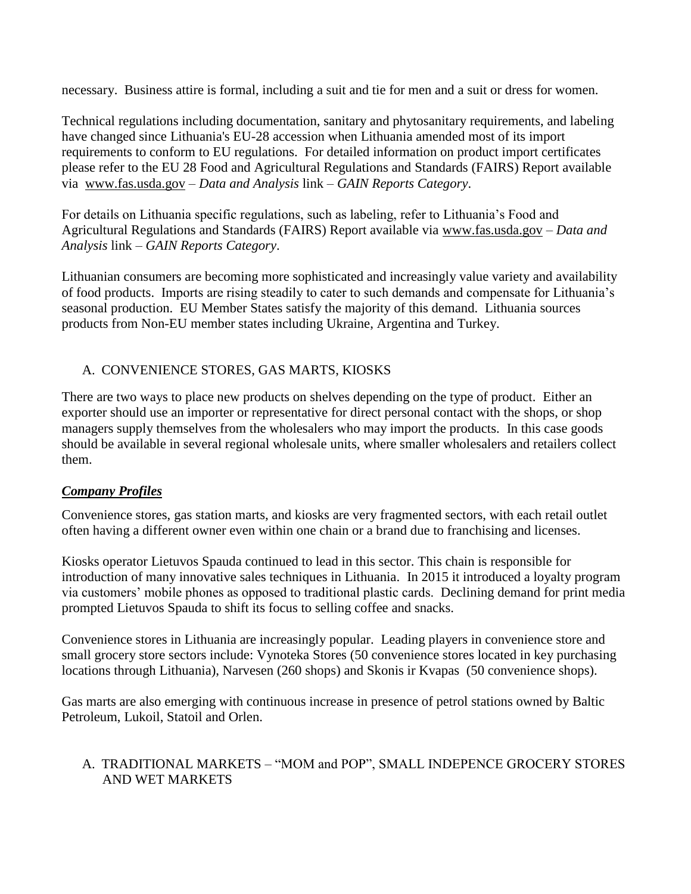necessary. Business attire is formal, including a suit and tie for men and a suit or dress for women.

Technical regulations including documentation, sanitary and phytosanitary requirements, and labeling have changed since Lithuania's EU-28 accession when Lithuania amended most of its import requirements to conform to EU regulations. For detailed information on product import certificates please refer to the EU 28 Food and Agricultural Regulations and Standards (FAIRS) Report available via www.fas.usda.gov – *Data and Analysis* link – *GAIN Reports Category*.

For details on Lithuania specific regulations, such as labeling, refer to Lithuania's Food and Agricultural Regulations and Standards (FAIRS) Report available via www.fas.usda.gov – *Data and Analysis* link – *GAIN Reports Category*.

Lithuanian consumers are becoming more sophisticated and increasingly value variety and availability of food products. Imports are rising steadily to cater to such demands and compensate for Lithuania's seasonal production. EU Member States satisfy the majority of this demand. Lithuania sources products from Non-EU member states including Ukraine, Argentina and Turkey.

## A. CONVENIENCE STORES, GAS MARTS, KIOSKS

There are two ways to place new products on shelves depending on the type of product. Either an exporter should use an importer or representative for direct personal contact with the shops, or shop managers supply themselves from the wholesalers who may import the products. In this case goods should be available in several regional wholesale units, where smaller wholesalers and retailers collect them.

### ***Company Profiles***

Convenience stores, gas station marts, and kiosks are very fragmented sectors, with each retail outlet often having a different owner even within one chain or a brand due to franchising and licenses.

Kiosks operator Lietuvos Spauda continued to lead in this sector. This chain is responsible for introduction of many innovative sales techniques in Lithuania. In 2015 it introduced a loyalty program via customers' mobile phones as opposed to traditional plastic cards. Declining demand for print media prompted Lietuvos Spauda to shift its focus to selling coffee and snacks.

Convenience stores in Lithuania are increasingly popular. Leading players in convenience store and small grocery store sectors include: Vynoteka Stores (50 convenience stores located in key purchasing locations through Lithuania), Narvesen (260 shops) and Skonis ir Kvapas (50 convenience shops).

Gas marts are also emerging with continuous increase in presence of petrol stations owned by Baltic Petroleum, Lukoil, Statoil and Orlen.

## A. TRADITIONAL MARKETS – "MOM and POP", SMALL INDEPENCE GROCERY STORES AND WET MARKETS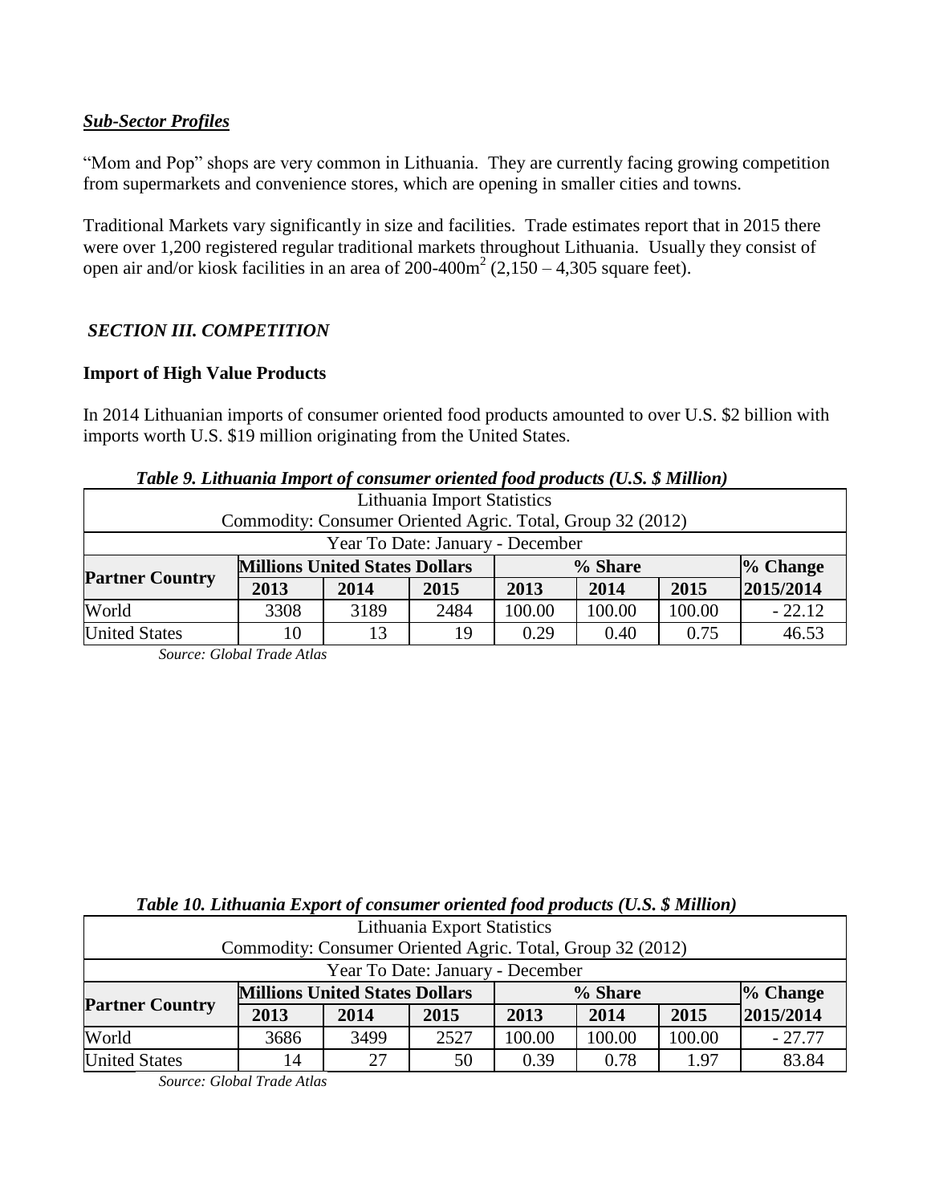***Sub-Sector Profiles***

"Mom and Pop" shops are very common in Lithuania. They are currently facing growing competition from supermarkets and convenience stores, which are opening in smaller cities and towns.

Traditional Markets vary significantly in size and facilities. Trade estimates report that in 2015 there were over 1,200 registered regular traditional markets throughout Lithuania. Usually they consist of open air and/or kiosk facilities in an area of 200-400m$^2$ (2,150 – 4,305 square feet).

## *SECTION III. COMPETITION*

### Import of High Value Products

In 2014 Lithuanian imports of consumer oriented food products amounted to over U.S. $2 billion with imports worth U.S. $19 million originating from the United States.

***Table 9. Lithuania Import of consumer oriented food products (U.S. $ Million)***

| Lithuania Import Statistics<br>Commodity: Consumer Oriented Agric. Total, Group 32 (2012)<br>Year To Date: January - December | | | | | | | |
|---|---|---|---|---|---|---|---|
| **Partner Country** | **Millions United States Dollars** | | | **% Share** | | | **% Change** |
| | **2013** | **2014** | **2015** | **2013** | **2014** | **2015** | **2015/2014** |
| World | 3308 | 3189 | 2484 | 100.00 | 100.00 | 100.00 | - 22.12 |
| United States | 10 | 13 | 19 | 0.29 | 0.40 | 0.75 | 46.53 |

*Source: Global Trade Atlas*

***Table 10. Lithuania Export of consumer oriented food products (U.S. $ Million)***

| Lithuania Export Statistics<br>Commodity: Consumer Oriented Agric. Total, Group 32 (2012)<br>Year To Date: January - December | | | | | | | |
|---|---|---|---|---|---|---|---|
| **Partner Country** | **Millions United States Dollars** | | | **% Share** | | | **% Change** |
| | **2013** | **2014** | **2015** | **2013** | **2014** | **2015** | **2015/2014** |
| World | 3686 | 3499 | 2527 | 100.00 | 100.00 | 100.00 | - 27.77 |
| United States | 14 | 27 | 50 | 0.39 | 0.78 | 1.97 | 83.84 |

*Source: Global Trade Atlas*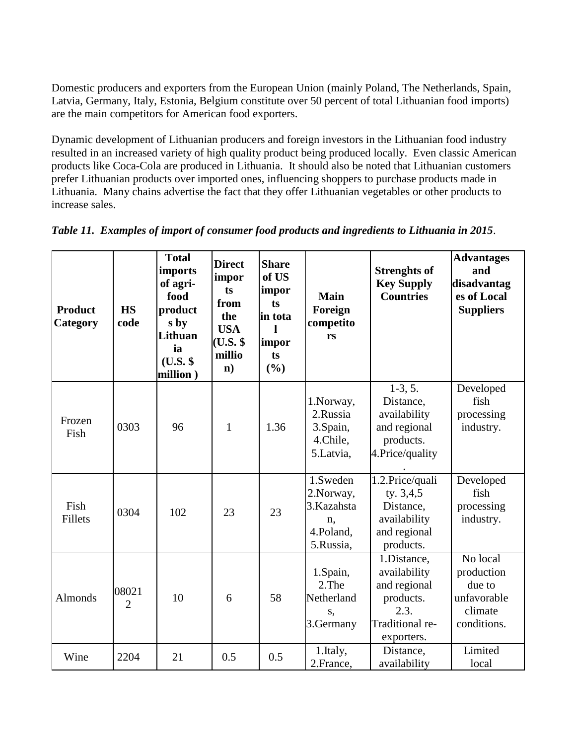Domestic producers and exporters from the European Union (mainly Poland, The Netherlands, Spain, Latvia, Germany, Italy, Estonia, Belgium constitute over 50 percent of total Lithuanian food imports) are the main competitors for American food exporters.

Dynamic development of Lithuanian producers and foreign investors in the Lithuanian food industry resulted in an increased variety of high quality product being produced locally. Even classic American products like Coca-Cola are produced in Lithuania. It should also be noted that Lithuanian customers prefer Lithuanian products over imported ones, influencing shoppers to purchase products made in Lithuania. Many chains advertise the fact that they offer Lithuanian vegetables or other products to increase sales.

***Table 11. Examples of import of consumer food products and ingredients to Lithuania in 2015***.

| **Product Category** | **HS code** | **Total imports of agri-food products by Lithuania (U.S. $ million )** | **Direct imports from the USA (U.S. $ million)** | **Share of US imports in total imports (%)** | **Main Foreign competitors** | **Strenghts of Key Supply Countries** | **Advantages and disadvantages of Local Suppliers** |
|---|---|---|---|---|---|---|---|
| Frozen Fish | 0303 | 96 | 1 | 1.36 | 1.Norway, 2.Russia 3.Spain, 4.Chile, 5.Latvia, | 1-3, 5. Distance, availability and regional products. 4.Price/quality. | Developed fish processing industry. |
| Fish Fillets | 0304 | 102 | 23 | 23 | 1.Sweden 2.Norway, 3.Kazahstan, 4.Poland, 5.Russia, | 1.2.Price/quality. 3,4,5 Distance, availability and regional products. | Developed fish processing industry. |
| Almonds | 080212 | 10 | 6 | 58 | 1.Spain, 2.The Netherlands, 3.Germany | 1.Distance, availability and regional products. 2.3. Traditional re-exporters. | No local production due to unfavorable climate conditions. |
| Wine | 2204 | 21 | 0.5 | 0.5 | 1.Italy, 2.France, | Distance, availability | Limited local |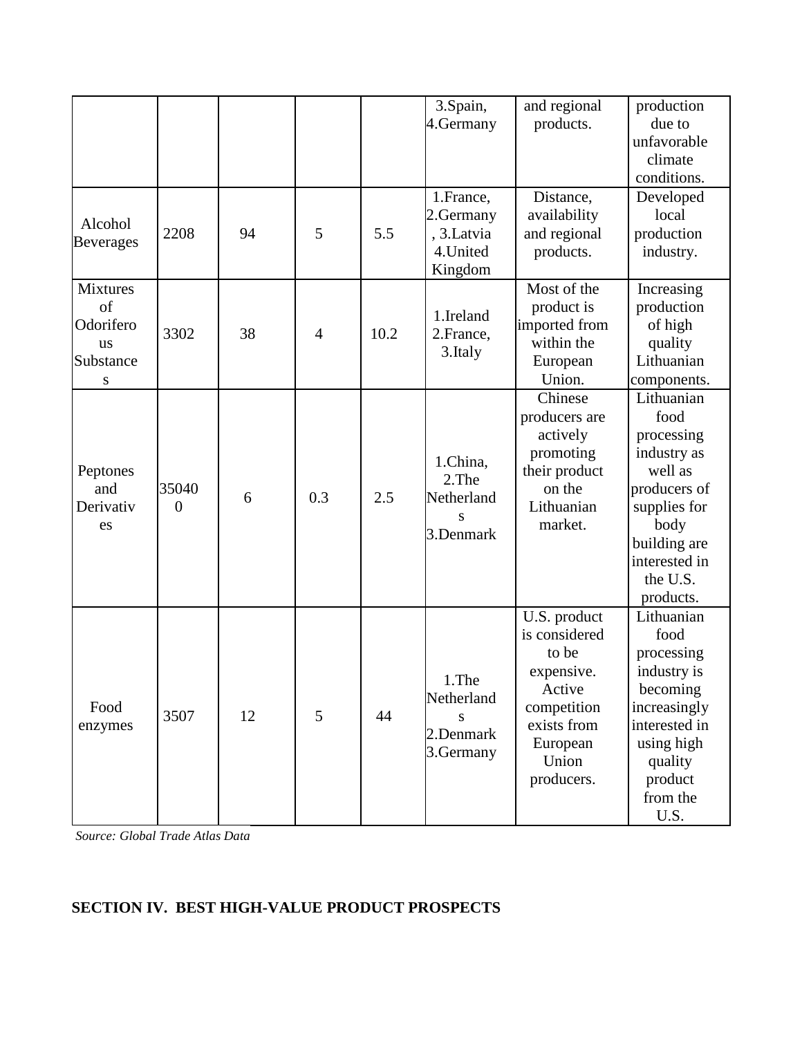| | | | | | 3.Spain, 4.Germany | and regional products. | production due to unfavorable climate conditions. |
|---|---|---|---|---|---|---|---|
| Alcohol Beverages | 2208 | 94 | 5 | 5.5 | 1.France, 2.Germany, 3.Latvia 4.United Kingdom | Distance, availability and regional products. | Developed local production industry. |
| Mixtures of Odoriferous Substances | 3302 | 38 | 4 | 10.2 | 1.Ireland 2.France, 3.Italy | Most of the product is imported from within the European Union. | Increasing production of high quality Lithuanian components. |
| Peptones and Derivatives | 350400 | 6 | 0.3 | 2.5 | 1.China, 2.The Netherlands 3.Denmark | Chinese producers are actively promoting their product on the Lithuanian market. | Lithuanian food processing industry as well as producers of supplies for body building are interested in the U.S. products. |
| Food enzymes | 3507 | 12 | 5 | 44 | 1.The Netherlands 2.Denmark 3.Germany | U.S. product is considered to be expensive. Active competition exists from European Union producers. | Lithuanian food processing industry is becoming increasingly interested in using high quality product from the U.S. |

*Source: Global Trade Atlas Data*

## SECTION IV. BEST HIGH-VALUE PRODUCT PROSPECTS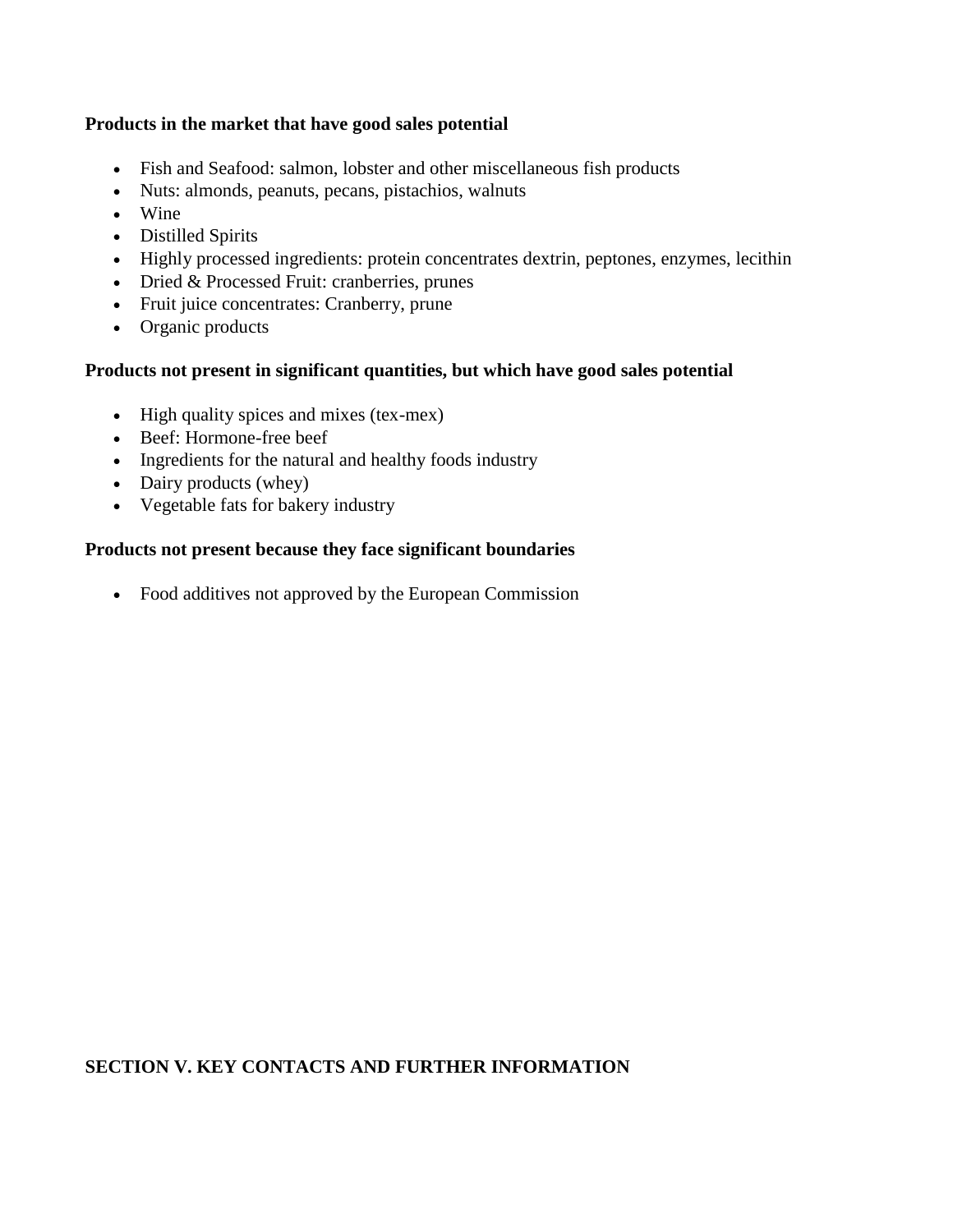**Products in the market that have good sales potential**

- Fish and Seafood: salmon, lobster and other miscellaneous fish products
- Nuts: almonds, peanuts, pecans, pistachios, walnuts
- Wine
- Distilled Spirits
- Highly processed ingredients: protein concentrates dextrin, peptones, enzymes, lecithin
- Dried & Processed Fruit: cranberries, prunes
- Fruit juice concentrates: Cranberry, prune
- Organic products

**Products not present in significant quantities, but which have good sales potential**

- High quality spices and mixes (tex-mex)
- Beef: Hormone-free beef
- Ingredients for the natural and healthy foods industry
- Dairy products (whey)
- Vegetable fats for bakery industry

**Products not present because they face significant boundaries**

- Food additives not approved by the European Commission

## SECTION V. KEY CONTACTS AND FURTHER INFORMATION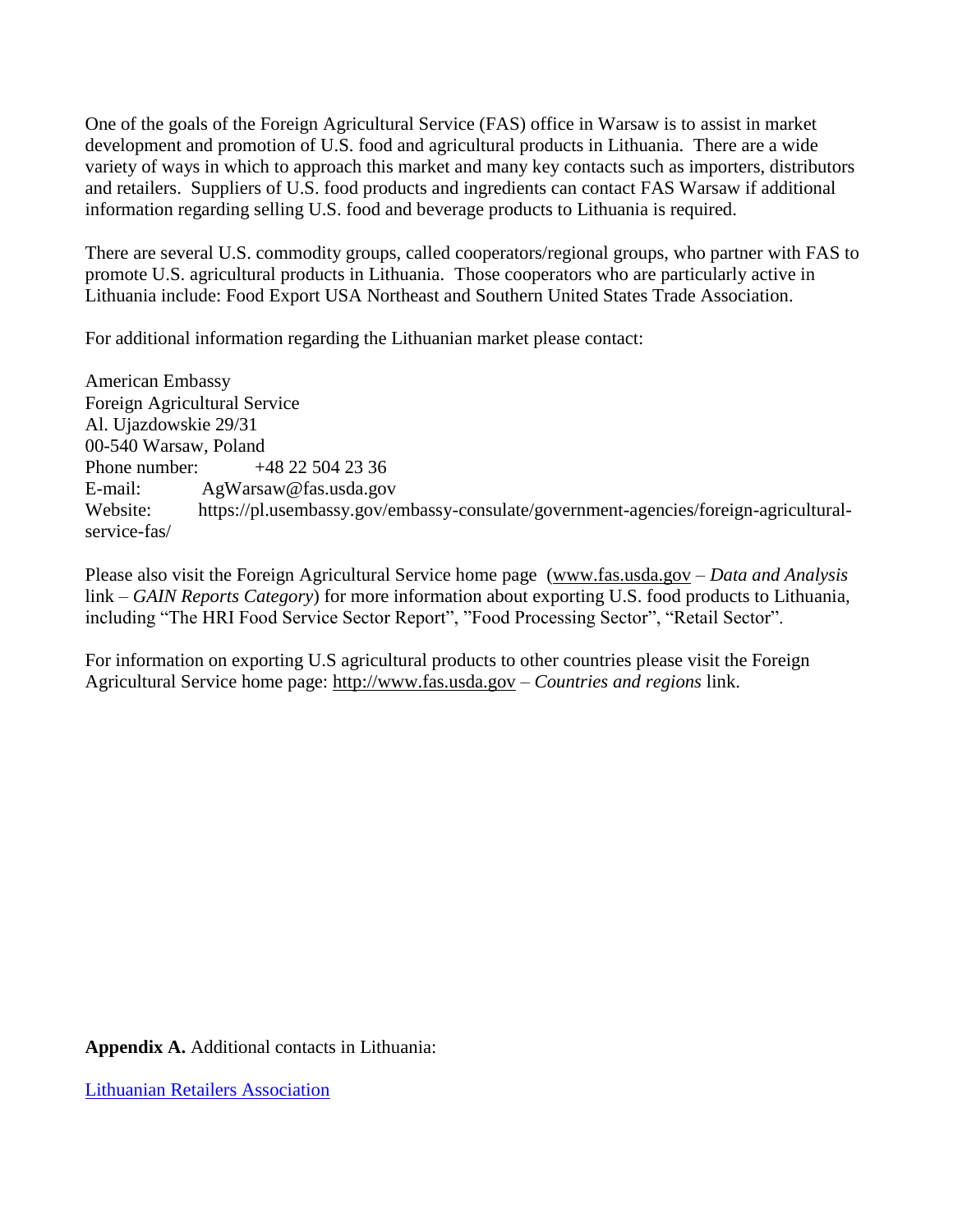One of the goals of the Foreign Agricultural Service (FAS) office in Warsaw is to assist in market development and promotion of U.S. food and agricultural products in Lithuania. There are a wide variety of ways in which to approach this market and many key contacts such as importers, distributors and retailers. Suppliers of U.S. food products and ingredients can contact FAS Warsaw if additional information regarding selling U.S. food and beverage products to Lithuania is required.

There are several U.S. commodity groups, called cooperators/regional groups, who partner with FAS to promote U.S. agricultural products in Lithuania. Those cooperators who are particularly active in Lithuania include: Food Export USA Northeast and Southern United States Trade Association.

For additional information regarding the Lithuanian market please contact:

American Embassy
Foreign Agricultural Service
Al. Ujazdowskie 29/31
00-540 Warsaw, Poland
Phone number: +48 22 504 23 36
E-mail: AgWarsaw@fas.usda.gov
Website: https://pl.usembassy.gov/embassy-consulate/government-agencies/foreign-agricultural-service-fas/

Please also visit the Foreign Agricultural Service home page (www.fas.usda.gov – *Data and Analysis* link – *GAIN Reports Category*) for more information about exporting U.S. food products to Lithuania, including "The HRI Food Service Sector Report", "Food Processing Sector", "Retail Sector".

For information on exporting U.S agricultural products to other countries please visit the Foreign Agricultural Service home page: http://www.fas.usda.gov – *Countries and regions* link.

**Appendix A.** Additional contacts in Lithuania:

Lithuanian Retailers Association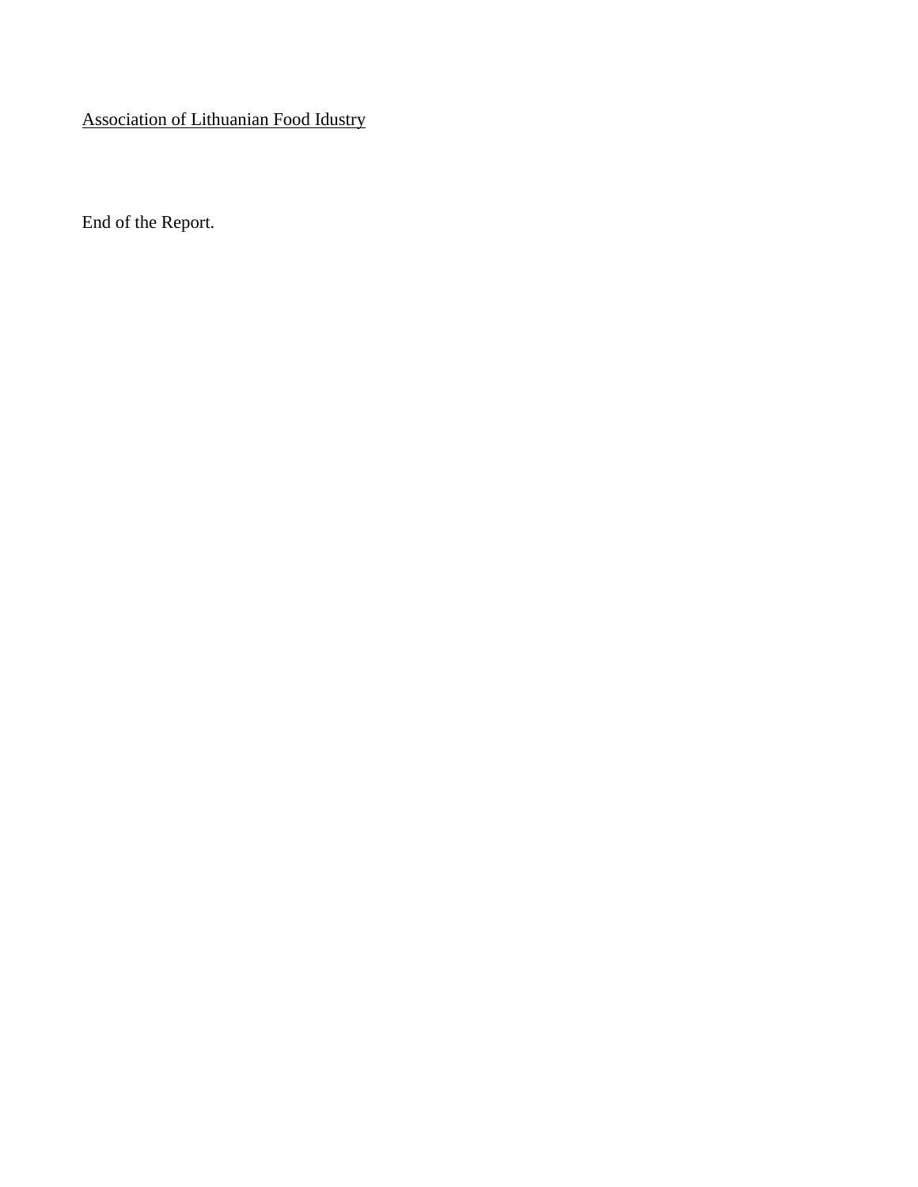Association of Lithuanian Food Idustry

End of the Report.